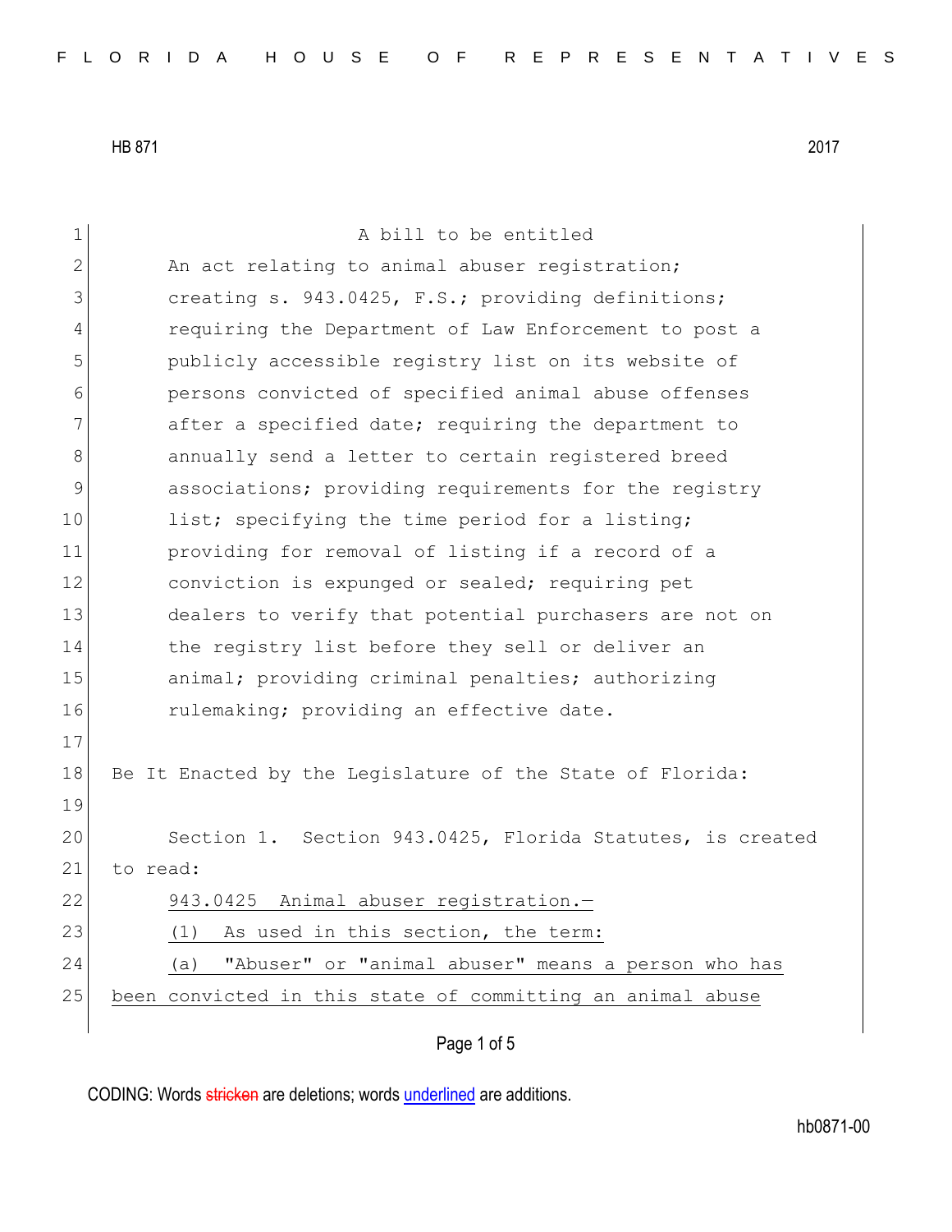HB 871 2017

A bill to be entitled

An act relating to animal abuser registration; creating s. 943.0425, F.S.; providing definitions; requiring the Department of Law Enforcement to post a publicly accessible registry list on its website of persons convicted of specified animal abuse offenses after a specified date; requiring the department to annually send a letter to certain registered breed associations; providing requirements for the registry list; specifying the time period for a listing; providing for removal of listing if a record of a conviction is expunged or sealed; requiring pet dealers to verify that potential purchasers are not on the registry list before they sell or deliver an animal; providing criminal penalties; authorizing rulemaking; providing an effective date.

Be It Enacted by the Legislature of the State of Florida:

Section 1. Section 943.0425, Florida Statutes, is created to read:

943.0425 Animal abuser registration.—

(1) As used in this section, the term:

(a) "Abuser" or "animal abuser" means a person who has been convicted in this state of committing an animal abuse

CODING: Words ~~stricken~~ are deletions; words underlined are additions.

hb0871-00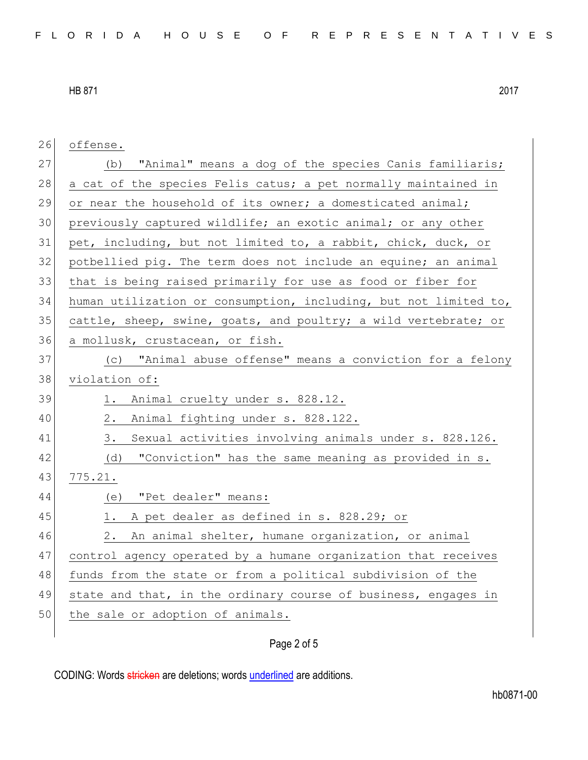offense.

(b) "Animal" means a dog of the species Canis familiaris; a cat of the species Felis catus; a pet normally maintained in or near the household of its owner; a domesticated animal; previously captured wildlife; an exotic animal; or any other pet, including, but not limited to, a rabbit, chick, duck, or potbellied pig. The term does not include an equine; an animal that is being raised primarily for use as food or fiber for human utilization or consumption, including, but not limited to, cattle, sheep, swine, goats, and poultry; a wild vertebrate; or a mollusk, crustacean, or fish.

(c) "Animal abuse offense" means a conviction for a felony violation of:

1. Animal cruelty under s. 828.12.
2. Animal fighting under s. 828.122.
3. Sexual activities involving animals under s. 828.126.

(d) "Conviction" has the same meaning as provided in s. 775.21.

(e) "Pet dealer" means:

1. A pet dealer as defined in s. 828.29; or
2. An animal shelter, humane organization, or animal control agency operated by a humane organization that receives funds from the state or from a political subdivision of the state and that, in the ordinary course of business, engages in the sale or adoption of animals.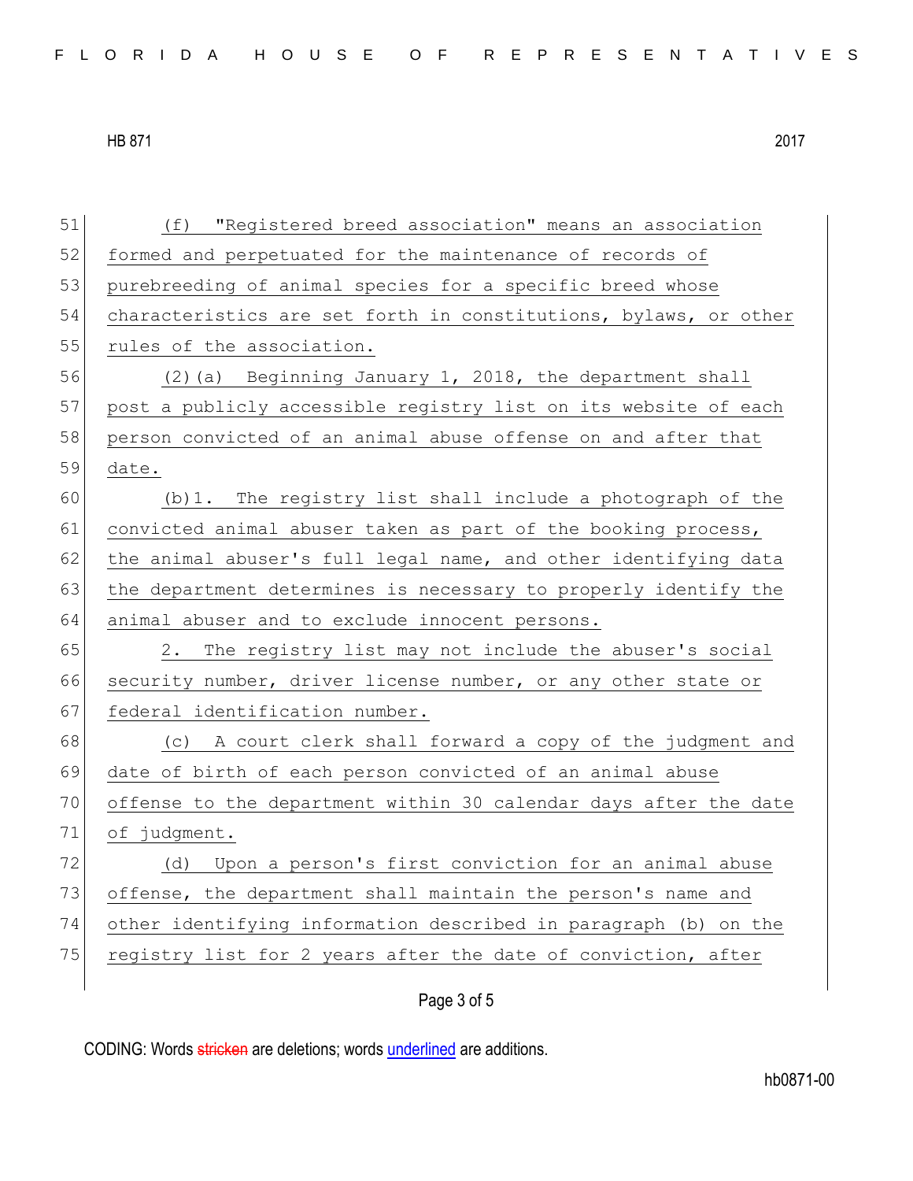(f) "Registered breed association" means an association formed and perpetuated for the maintenance of records of purebreeding of animal species for a specific breed whose characteristics are set forth in constitutions, bylaws, or other rules of the association.

(2)(a) Beginning January 1, 2018, the department shall post a publicly accessible registry list on its website of each person convicted of an animal abuse offense on and after that date.

(b)1. The registry list shall include a photograph of the convicted animal abuser taken as part of the booking process, the animal abuser's full legal name, and other identifying data the department determines is necessary to properly identify the animal abuser and to exclude innocent persons.

2. The registry list may not include the abuser's social security number, driver license number, or any other state or federal identification number.

(c) A court clerk shall forward a copy of the judgment and date of birth of each person convicted of an animal abuse offense to the department within 30 calendar days after the date of judgment.

(d) Upon a person's first conviction for an animal abuse offense, the department shall maintain the person's name and other identifying information described in paragraph (b) on the registry list for 2 years after the date of conviction, after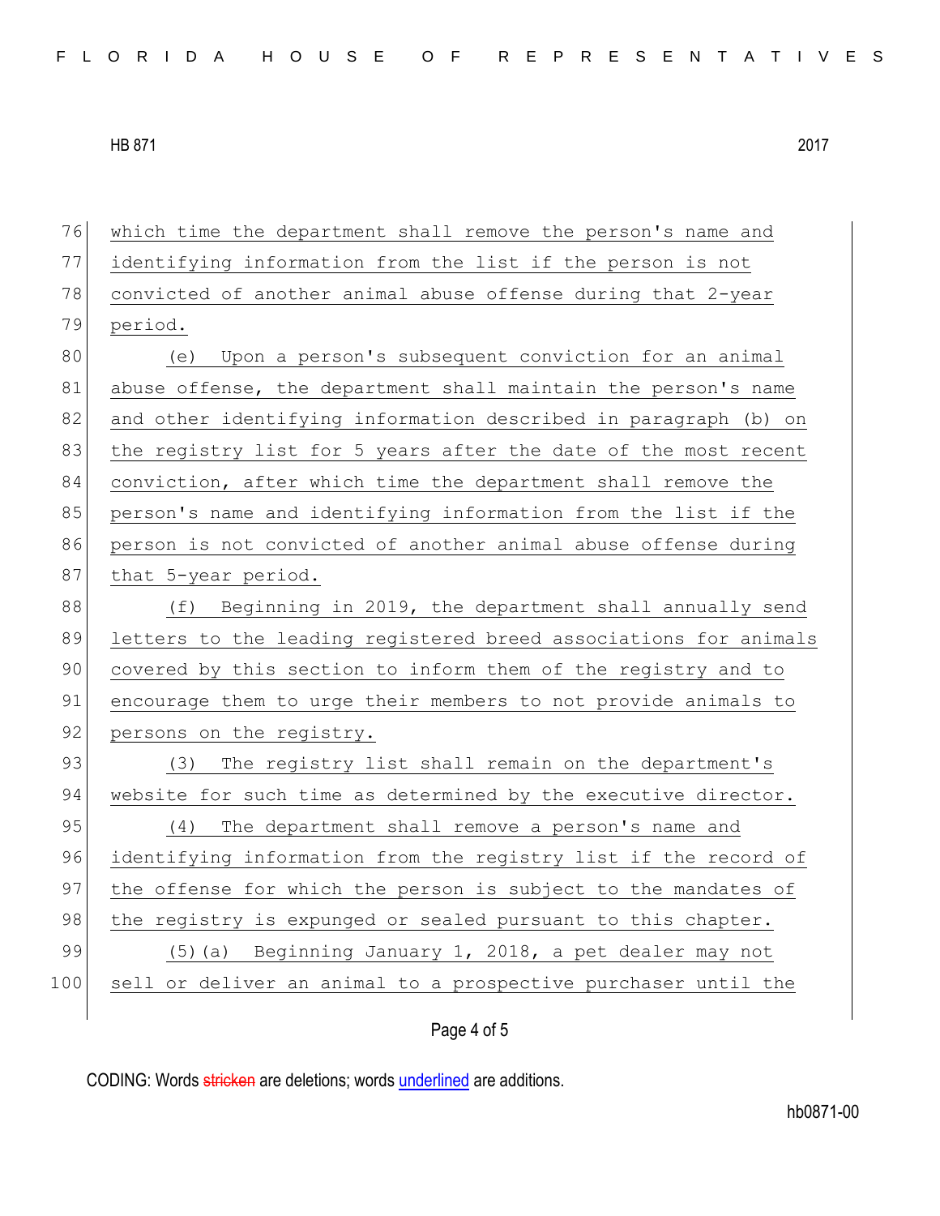which time the department shall remove the person's name and identifying information from the list if the person is not convicted of another animal abuse offense during that 2-year period.

(e) Upon a person's subsequent conviction for an animal abuse offense, the department shall maintain the person's name and other identifying information described in paragraph (b) on the registry list for 5 years after the date of the most recent conviction, after which time the department shall remove the person's name and identifying information from the list if the person is not convicted of another animal abuse offense during that 5-year period.

(f) Beginning in 2019, the department shall annually send letters to the leading registered breed associations for animals covered by this section to inform them of the registry and to encourage them to urge their members to not provide animals to persons on the registry.

(3) The registry list shall remain on the department's website for such time as determined by the executive director.

(4) The department shall remove a person's name and identifying information from the registry list if the record of the offense for which the person is subject to the mandates of the registry is expunged or sealed pursuant to this chapter.

(5)(a) Beginning January 1, 2018, a pet dealer may not sell or deliver an animal to a prospective purchaser until the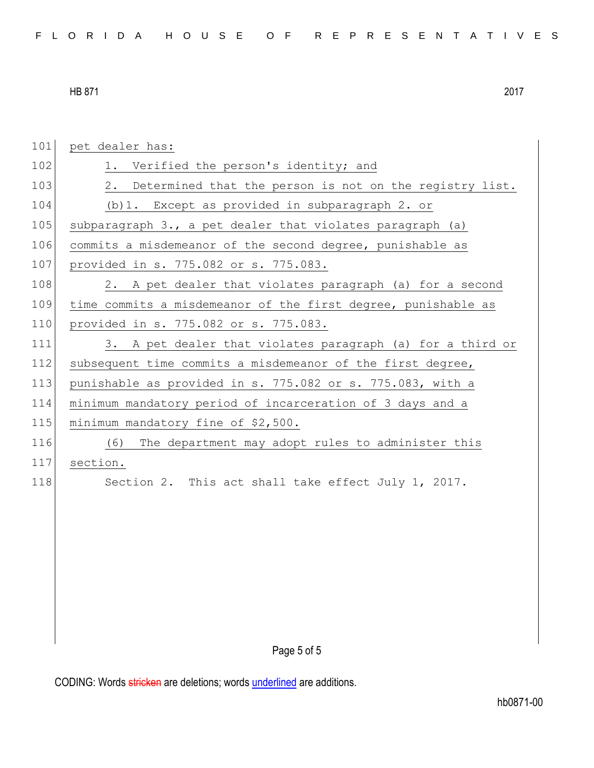pet dealer has:

1. Verified the person's identity; and

2. Determined that the person is not on the registry list.

(b)1. Except as provided in subparagraph 2. or subparagraph 3., a pet dealer that violates paragraph (a) commits a misdemeanor of the second degree, punishable as provided in s. 775.082 or s. 775.083.

2. A pet dealer that violates paragraph (a) for a second time commits a misdemeanor of the first degree, punishable as provided in s. 775.082 or s. 775.083.

3. A pet dealer that violates paragraph (a) for a third or subsequent time commits a misdemeanor of the first degree, punishable as provided in s. 775.082 or s. 775.083, with a minimum mandatory period of incarceration of 3 days and a minimum mandatory fine of $2,500.

(6) The department may adopt rules to administer this section.

Section 2. This act shall take effect July 1, 2017.

CODING: Words stricken are deletions; words underlined are additions.